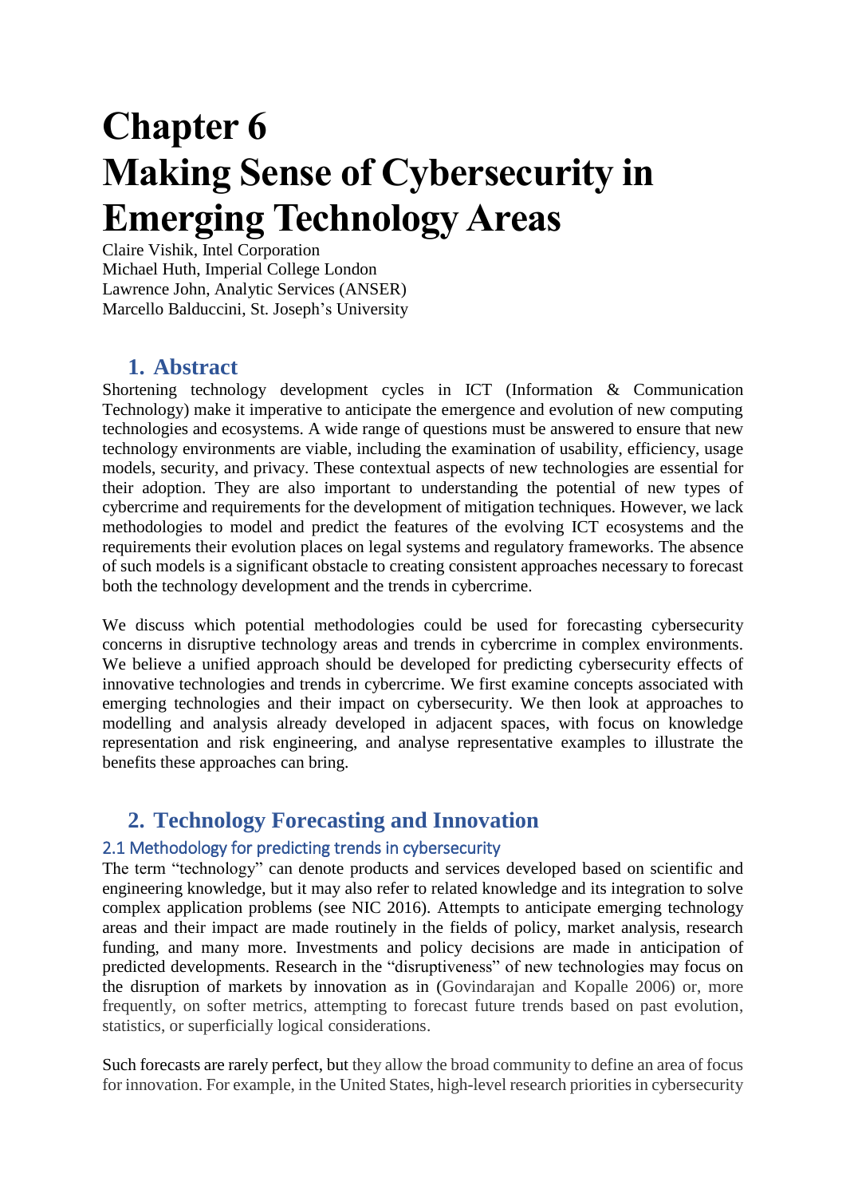# Chapter 6
# Making Sense of Cybersecurity in Emerging Technology Areas

Claire Vishik, Intel Corporation
Michael Huth, Imperial College London
Lawrence John, Analytic Services (ANSER)
Marcello Balduccini, St. Joseph's University

## 1. Abstract

Shortening technology development cycles in ICT (Information & Communication Technology) make it imperative to anticipate the emergence and evolution of new computing technologies and ecosystems. A wide range of questions must be answered to ensure that new technology environments are viable, including the examination of usability, efficiency, usage models, security, and privacy. These contextual aspects of new technologies are essential for their adoption. They are also important to understanding the potential of new types of cybercrime and requirements for the development of mitigation techniques. However, we lack methodologies to model and predict the features of the evolving ICT ecosystems and the requirements their evolution places on legal systems and regulatory frameworks. The absence of such models is a significant obstacle to creating consistent approaches necessary to forecast both the technology development and the trends in cybercrime.

We discuss which potential methodologies could be used for forecasting cybersecurity concerns in disruptive technology areas and trends in cybercrime in complex environments. We believe a unified approach should be developed for predicting cybersecurity effects of innovative technologies and trends in cybercrime. We first examine concepts associated with emerging technologies and their impact on cybersecurity. We then look at approaches to modelling and analysis already developed in adjacent spaces, with focus on knowledge representation and risk engineering, and analyse representative examples to illustrate the benefits these approaches can bring.

## 2. Technology Forecasting and Innovation

### 2.1 Methodology for predicting trends in cybersecurity

The term "technology" can denote products and services developed based on scientific and engineering knowledge, but it may also refer to related knowledge and its integration to solve complex application problems (see NIC 2016). Attempts to anticipate emerging technology areas and their impact are made routinely in the fields of policy, market analysis, research funding, and many more. Investments and policy decisions are made in anticipation of predicted developments. Research in the "disruptiveness" of new technologies may focus on the disruption of markets by innovation as in (Govindarajan and Kopalle 2006) or, more frequently, on softer metrics, attempting to forecast future trends based on past evolution, statistics, or superficially logical considerations.

Such forecasts are rarely perfect, but they allow the broad community to define an area of focus for innovation. For example, in the United States, high-level research priorities in cybersecurity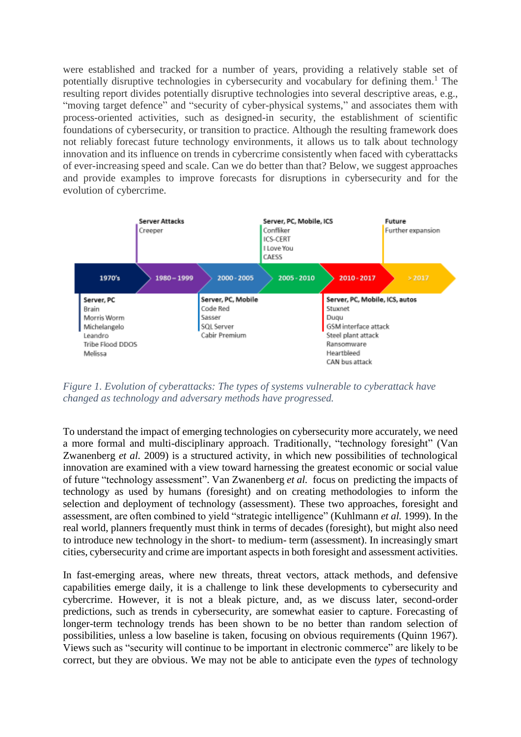were established and tracked for a number of years, providing a relatively stable set of potentially disruptive technologies in cybersecurity and vocabulary for defining them.[1] The resulting report divides potentially disruptive technologies into several descriptive areas, e.g., "moving target defence" and "security of cyber-physical systems," and associates them with process-oriented activities, such as designed-in security, the establishment of scientific foundations of cybersecurity, or transition to practice. Although the resulting framework does not reliably forecast future technology environments, it allows us to talk about technology innovation and its influence on trends in cybercrime consistently when faced with cyberattacks of ever-increasing speed and scale. Can we do better than that? Below, we suggest approaches and provide examples to improve forecasts for disruptions in cybersecurity and for the evolution of cybercrime.

*Figure 1. Evolution of cyberattacks: The types of systems vulnerable to cyberattack have changed as technology and adversary methods have progressed.*

To understand the impact of emerging technologies on cybersecurity more accurately, we need a more formal and multi-disciplinary approach. Traditionally, "technology foresight" (Van Zwanenberg *et al.* 2009) is a structured activity, in which new possibilities of technological innovation are examined with a view toward harnessing the greatest economic or social value of future "technology assessment". Van Zwanenberg *et al.* focus on predicting the impacts of technology as used by humans (foresight) and on creating methodologies to inform the selection and deployment of technology (assessment). These two approaches, foresight and assessment, are often combined to yield "strategic intelligence" (Kuhlmann *et al.* 1999). In the real world, planners frequently must think in terms of decades (foresight), but might also need to introduce new technology in the short- to medium- term (assessment). In increasingly smart cities, cybersecurity and crime are important aspects in both foresight and assessment activities.

In fast-emerging areas, where new threats, threat vectors, attack methods, and defensive capabilities emerge daily, it is a challenge to link these developments to cybersecurity and cybercrime. However, it is not a bleak picture, and, as we discuss later, second-order predictions, such as trends in cybersecurity, are somewhat easier to capture. Forecasting of longer-term technology trends has been shown to be no better than random selection of possibilities, unless a low baseline is taken, focusing on obvious requirements (Quinn 1967). Views such as "security will continue to be important in electronic commerce" are likely to be correct, but they are obvious. We may not be able to anticipate even the *types* of technology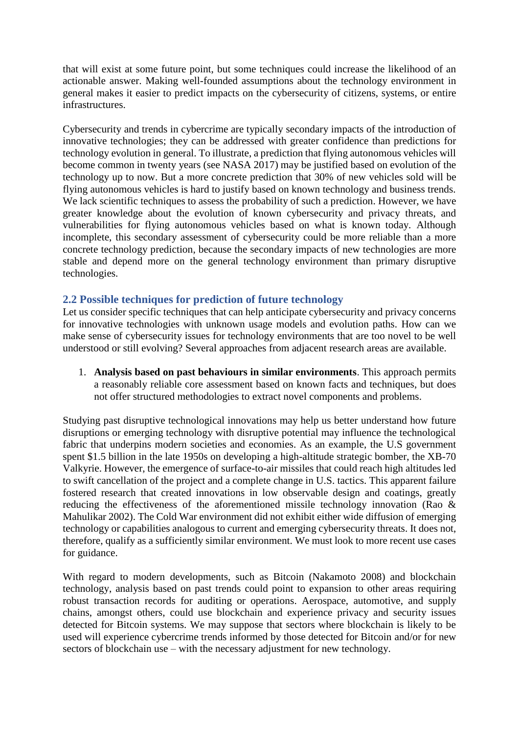that will exist at some future point, but some techniques could increase the likelihood of an actionable answer. Making well-founded assumptions about the technology environment in general makes it easier to predict impacts on the cybersecurity of citizens, systems, or entire infrastructures.

Cybersecurity and trends in cybercrime are typically secondary impacts of the introduction of innovative technologies; they can be addressed with greater confidence than predictions for technology evolution in general. To illustrate, a prediction that flying autonomous vehicles will become common in twenty years (see NASA 2017) may be justified based on evolution of the technology up to now. But a more concrete prediction that 30% of new vehicles sold will be flying autonomous vehicles is hard to justify based on known technology and business trends. We lack scientific techniques to assess the probability of such a prediction. However, we have greater knowledge about the evolution of known cybersecurity and privacy threats, and vulnerabilities for flying autonomous vehicles based on what is known today. Although incomplete, this secondary assessment of cybersecurity could be more reliable than a more concrete technology prediction, because the secondary impacts of new technologies are more stable and depend more on the general technology environment than primary disruptive technologies.

## 2.2 Possible techniques for prediction of future technology

Let us consider specific techniques that can help anticipate cybersecurity and privacy concerns for innovative technologies with unknown usage models and evolution paths. How can we make sense of cybersecurity issues for technology environments that are too novel to be well understood or still evolving? Several approaches from adjacent research areas are available.

1. **Analysis based on past behaviours in similar environments**. This approach permits a reasonably reliable core assessment based on known facts and techniques, but does not offer structured methodologies to extract novel components and problems.

Studying past disruptive technological innovations may help us better understand how future disruptions or emerging technology with disruptive potential may influence the technological fabric that underpins modern societies and economies. As an example, the U.S government spent $1.5 billion in the late 1950s on developing a high-altitude strategic bomber, the XB-70 Valkyrie. However, the emergence of surface-to-air missiles that could reach high altitudes led to swift cancellation of the project and a complete change in U.S. tactics. This apparent failure fostered research that created innovations in low observable design and coatings, greatly reducing the effectiveness of the aforementioned missile technology innovation (Rao & Mahulikar 2002). The Cold War environment did not exhibit either wide diffusion of emerging technology or capabilities analogous to current and emerging cybersecurity threats. It does not, therefore, qualify as a sufficiently similar environment. We must look to more recent use cases for guidance.

With regard to modern developments, such as Bitcoin (Nakamoto 2008) and blockchain technology, analysis based on past trends could point to expansion to other areas requiring robust transaction records for auditing or operations. Aerospace, automotive, and supply chains, amongst others, could use blockchain and experience privacy and security issues detected for Bitcoin systems. We may suppose that sectors where blockchain is likely to be used will experience cybercrime trends informed by those detected for Bitcoin and/or for new sectors of blockchain use – with the necessary adjustment for new technology.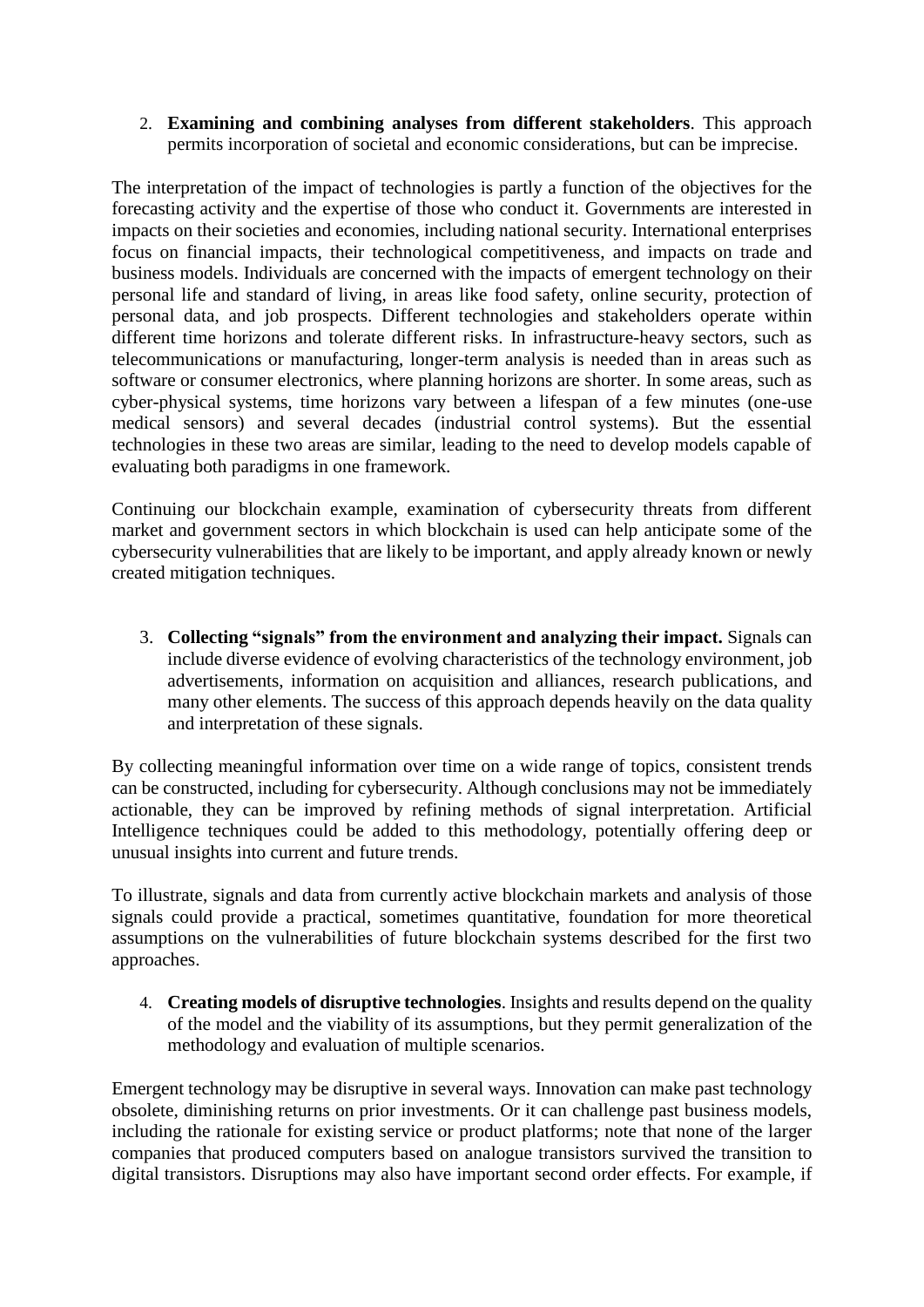2. **Examining and combining analyses from different stakeholders**. This approach permits incorporation of societal and economic considerations, but can be imprecise.

The interpretation of the impact of technologies is partly a function of the objectives for the forecasting activity and the expertise of those who conduct it. Governments are interested in impacts on their societies and economies, including national security. International enterprises focus on financial impacts, their technological competitiveness, and impacts on trade and business models. Individuals are concerned with the impacts of emergent technology on their personal life and standard of living, in areas like food safety, online security, protection of personal data, and job prospects. Different technologies and stakeholders operate within different time horizons and tolerate different risks. In infrastructure-heavy sectors, such as telecommunications or manufacturing, longer-term analysis is needed than in areas such as software or consumer electronics, where planning horizons are shorter. In some areas, such as cyber-physical systems, time horizons vary between a lifespan of a few minutes (one-use medical sensors) and several decades (industrial control systems). But the essential technologies in these two areas are similar, leading to the need to develop models capable of evaluating both paradigms in one framework.

Continuing our blockchain example, examination of cybersecurity threats from different market and government sectors in which blockchain is used can help anticipate some of the cybersecurity vulnerabilities that are likely to be important, and apply already known or newly created mitigation techniques.

3. **Collecting "signals" from the environment and analyzing their impact.** Signals can include diverse evidence of evolving characteristics of the technology environment, job advertisements, information on acquisition and alliances, research publications, and many other elements. The success of this approach depends heavily on the data quality and interpretation of these signals.

By collecting meaningful information over time on a wide range of topics, consistent trends can be constructed, including for cybersecurity. Although conclusions may not be immediately actionable, they can be improved by refining methods of signal interpretation. Artificial Intelligence techniques could be added to this methodology, potentially offering deep or unusual insights into current and future trends.

To illustrate, signals and data from currently active blockchain markets and analysis of those signals could provide a practical, sometimes quantitative, foundation for more theoretical assumptions on the vulnerabilities of future blockchain systems described for the first two approaches.

4. **Creating models of disruptive technologies**. Insights and results depend on the quality of the model and the viability of its assumptions, but they permit generalization of the methodology and evaluation of multiple scenarios.

Emergent technology may be disruptive in several ways. Innovation can make past technology obsolete, diminishing returns on prior investments. Or it can challenge past business models, including the rationale for existing service or product platforms; note that none of the larger companies that produced computers based on analogue transistors survived the transition to digital transistors. Disruptions may also have important second order effects. For example, if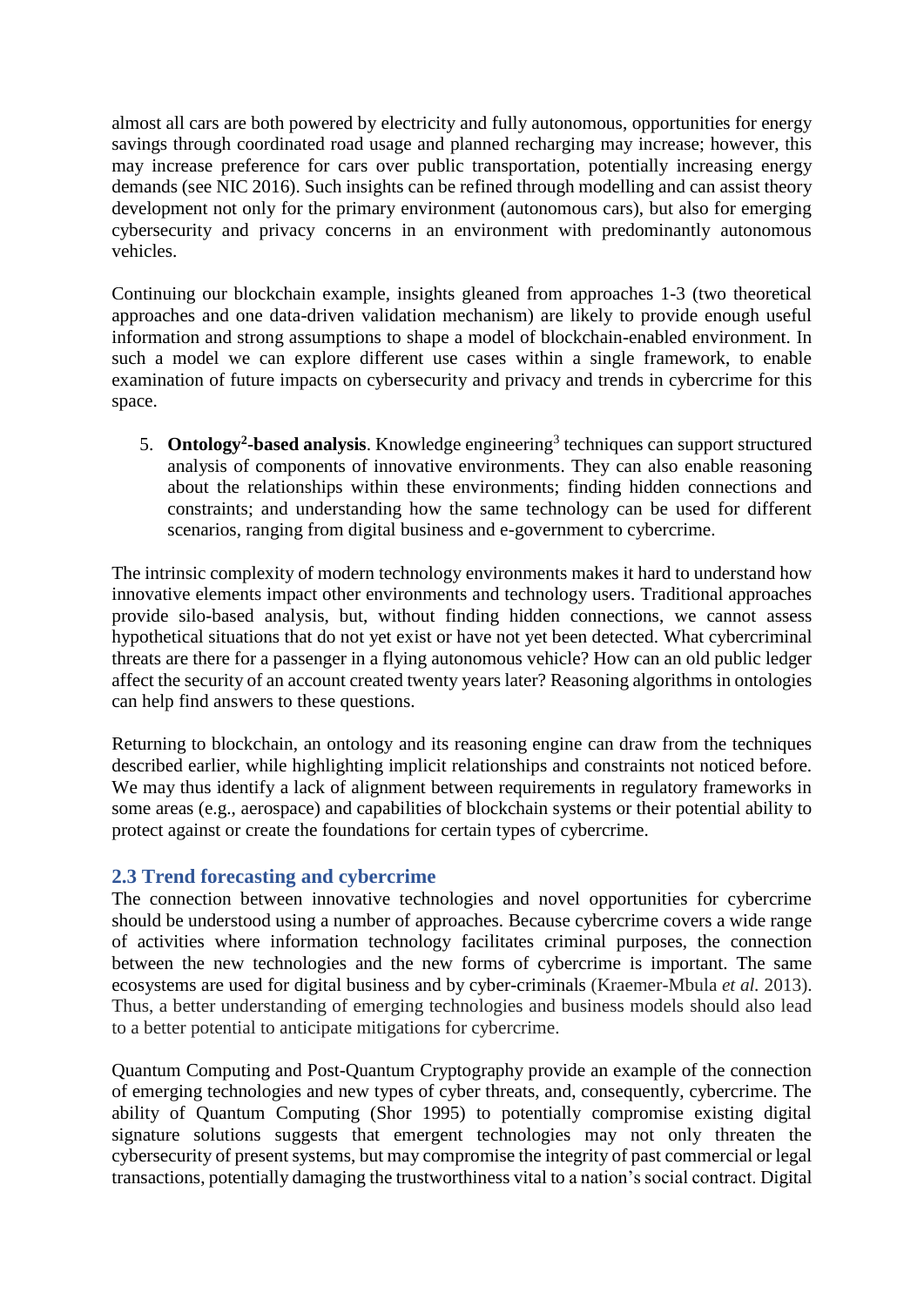almost all cars are both powered by electricity and fully autonomous, opportunities for energy savings through coordinated road usage and planned recharging may increase; however, this may increase preference for cars over public transportation, potentially increasing energy demands (see NIC 2016). Such insights can be refined through modelling and can assist theory development not only for the primary environment (autonomous cars), but also for emerging cybersecurity and privacy concerns in an environment with predominantly autonomous vehicles.

Continuing our blockchain example, insights gleaned from approaches 1-3 (two theoretical approaches and one data-driven validation mechanism) are likely to provide enough useful information and strong assumptions to shape a model of blockchain-enabled environment. In such a model we can explore different use cases within a single framework, to enable examination of future impacts on cybersecurity and privacy and trends in cybercrime for this space.

5. **Ontology[2]-based analysis**. Knowledge engineering[3] techniques can support structured analysis of components of innovative environments. They can also enable reasoning about the relationships within these environments; finding hidden connections and constraints; and understanding how the same technology can be used for different scenarios, ranging from digital business and e-government to cybercrime.

The intrinsic complexity of modern technology environments makes it hard to understand how innovative elements impact other environments and technology users. Traditional approaches provide silo-based analysis, but, without finding hidden connections, we cannot assess hypothetical situations that do not yet exist or have not yet been detected. What cybercriminal threats are there for a passenger in a flying autonomous vehicle? How can an old public ledger affect the security of an account created twenty years later? Reasoning algorithms in ontologies can help find answers to these questions.

Returning to blockchain, an ontology and its reasoning engine can draw from the techniques described earlier, while highlighting implicit relationships and constraints not noticed before. We may thus identify a lack of alignment between requirements in regulatory frameworks in some areas (e.g., aerospace) and capabilities of blockchain systems or their potential ability to protect against or create the foundations for certain types of cybercrime.

## 2.3 Trend forecasting and cybercrime

The connection between innovative technologies and novel opportunities for cybercrime should be understood using a number of approaches. Because cybercrime covers a wide range of activities where information technology facilitates criminal purposes, the connection between the new technologies and the new forms of cybercrime is important. The same ecosystems are used for digital business and by cyber-criminals (Kraemer-Mbula *et al.* 2013). Thus, a better understanding of emerging technologies and business models should also lead to a better potential to anticipate mitigations for cybercrime.

Quantum Computing and Post-Quantum Cryptography provide an example of the connection of emerging technologies and new types of cyber threats, and, consequently, cybercrime. The ability of Quantum Computing (Shor 1995) to potentially compromise existing digital signature solutions suggests that emergent technologies may not only threaten the cybersecurity of present systems, but may compromise the integrity of past commercial or legal transactions, potentially damaging the trustworthiness vital to a nation's social contract. Digital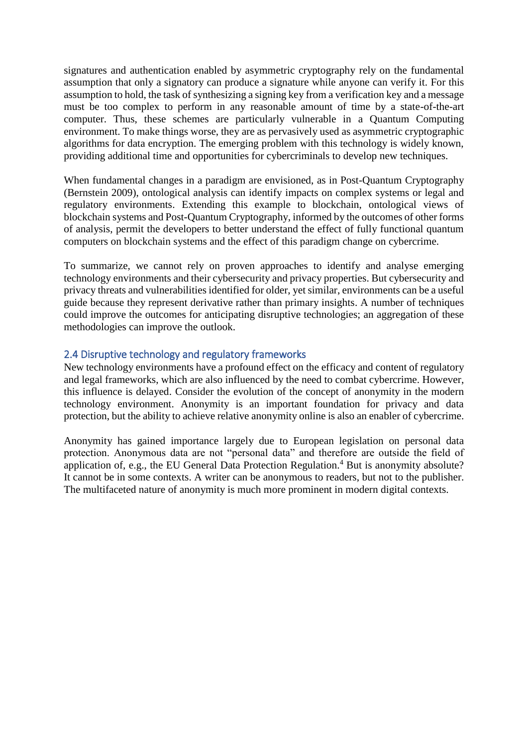signatures and authentication enabled by asymmetric cryptography rely on the fundamental assumption that only a signatory can produce a signature while anyone can verify it. For this assumption to hold, the task of synthesizing a signing key from a verification key and a message must be too complex to perform in any reasonable amount of time by a state-of-the-art computer. Thus, these schemes are particularly vulnerable in a Quantum Computing environment. To make things worse, they are as pervasively used as asymmetric cryptographic algorithms for data encryption. The emerging problem with this technology is widely known, providing additional time and opportunities for cybercriminals to develop new techniques.

When fundamental changes in a paradigm are envisioned, as in Post-Quantum Cryptography (Bernstein 2009), ontological analysis can identify impacts on complex systems or legal and regulatory environments. Extending this example to blockchain, ontological views of blockchain systems and Post-Quantum Cryptography, informed by the outcomes of other forms of analysis, permit the developers to better understand the effect of fully functional quantum computers on blockchain systems and the effect of this paradigm change on cybercrime.

To summarize, we cannot rely on proven approaches to identify and analyse emerging technology environments and their cybersecurity and privacy properties. But cybersecurity and privacy threats and vulnerabilities identified for older, yet similar, environments can be a useful guide because they represent derivative rather than primary insights. A number of techniques could improve the outcomes for anticipating disruptive technologies; an aggregation of these methodologies can improve the outlook.

## 2.4 Disruptive technology and regulatory frameworks

New technology environments have a profound effect on the efficacy and content of regulatory and legal frameworks, which are also influenced by the need to combat cybercrime. However, this influence is delayed. Consider the evolution of the concept of anonymity in the modern technology environment. Anonymity is an important foundation for privacy and data protection, but the ability to achieve relative anonymity online is also an enabler of cybercrime.

Anonymity has gained importance largely due to European legislation on personal data protection. Anonymous data are not "personal data" and therefore are outside the field of application of, e.g., the EU General Data Protection Regulation.[4] But is anonymity absolute? It cannot be in some contexts. A writer can be anonymous to readers, but not to the publisher. The multifaceted nature of anonymity is much more prominent in modern digital contexts.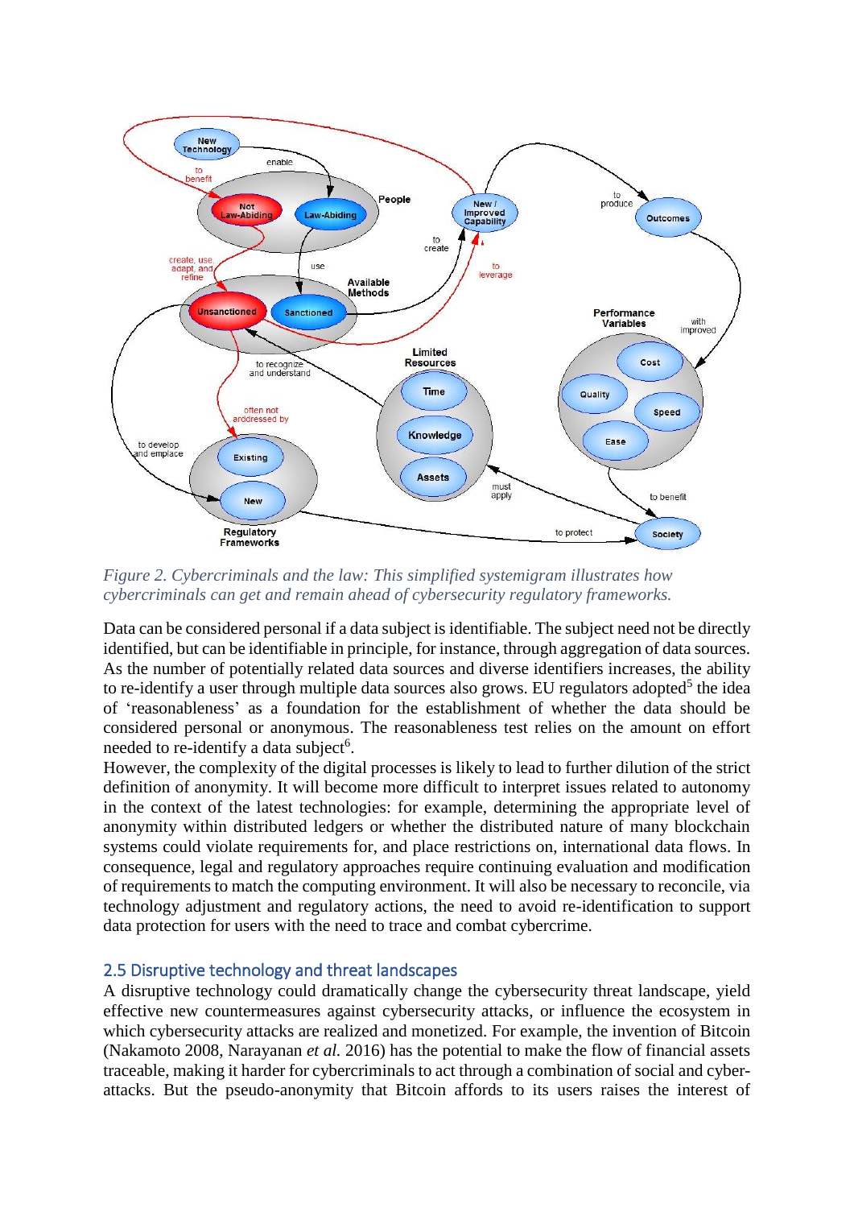*Figure 2. Cybercriminals and the law: This simplified systemigram illustrates how cybercriminals can get and remain ahead of cybersecurity regulatory frameworks.*

Data can be considered personal if a data subject is identifiable. The subject need not be directly identified, but can be identifiable in principle, for instance, through aggregation of data sources. As the number of potentially related data sources and diverse identifiers increases, the ability to re-identify a user through multiple data sources also grows. EU regulators adopted[5] the idea of 'reasonableness' as a foundation for the establishment of whether the data should be considered personal or anonymous. The reasonableness test relies on the amount on effort needed to re-identify a data subject[6].

However, the complexity of the digital processes is likely to lead to further dilution of the strict definition of anonymity. It will become more difficult to interpret issues related to autonomy in the context of the latest technologies: for example, determining the appropriate level of anonymity within distributed ledgers or whether the distributed nature of many blockchain systems could violate requirements for, and place restrictions on, international data flows. In consequence, legal and regulatory approaches require continuing evaluation and modification of requirements to match the computing environment. It will also be necessary to reconcile, via technology adjustment and regulatory actions, the need to avoid re-identification to support data protection for users with the need to trace and combat cybercrime.

## 2.5 Disruptive technology and threat landscapes

A disruptive technology could dramatically change the cybersecurity threat landscape, yield effective new countermeasures against cybersecurity attacks, or influence the ecosystem in which cybersecurity attacks are realized and monetized. For example, the invention of Bitcoin (Nakamoto 2008, Narayanan *et al.* 2016) has the potential to make the flow of financial assets traceable, making it harder for cybercriminals to act through a combination of social and cyber-attacks. But the pseudo-anonymity that Bitcoin affords to its users raises the interest of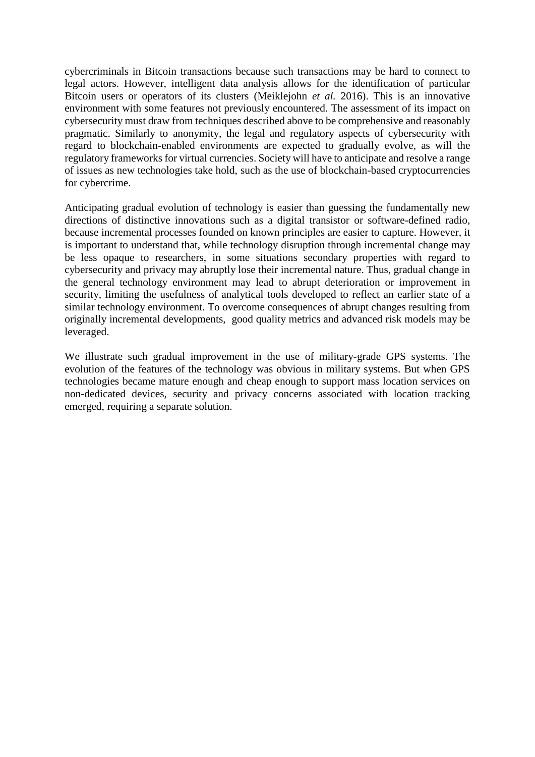cybercriminals in Bitcoin transactions because such transactions may be hard to connect to legal actors. However, intelligent data analysis allows for the identification of particular Bitcoin users or operators of its clusters (Meiklejohn *et al.* 2016). This is an innovative environment with some features not previously encountered. The assessment of its impact on cybersecurity must draw from techniques described above to be comprehensive and reasonably pragmatic. Similarly to anonymity, the legal and regulatory aspects of cybersecurity with regard to blockchain-enabled environments are expected to gradually evolve, as will the regulatory frameworks for virtual currencies. Society will have to anticipate and resolve a range of issues as new technologies take hold, such as the use of blockchain-based cryptocurrencies for cybercrime.

Anticipating gradual evolution of technology is easier than guessing the fundamentally new directions of distinctive innovations such as a digital transistor or software-defined radio, because incremental processes founded on known principles are easier to capture. However, it is important to understand that, while technology disruption through incremental change may be less opaque to researchers, in some situations secondary properties with regard to cybersecurity and privacy may abruptly lose their incremental nature. Thus, gradual change in the general technology environment may lead to abrupt deterioration or improvement in security, limiting the usefulness of analytical tools developed to reflect an earlier state of a similar technology environment. To overcome consequences of abrupt changes resulting from originally incremental developments, good quality metrics and advanced risk models may be leveraged.

We illustrate such gradual improvement in the use of military-grade GPS systems. The evolution of the features of the technology was obvious in military systems. But when GPS technologies became mature enough and cheap enough to support mass location services on non-dedicated devices, security and privacy concerns associated with location tracking emerged, requiring a separate solution.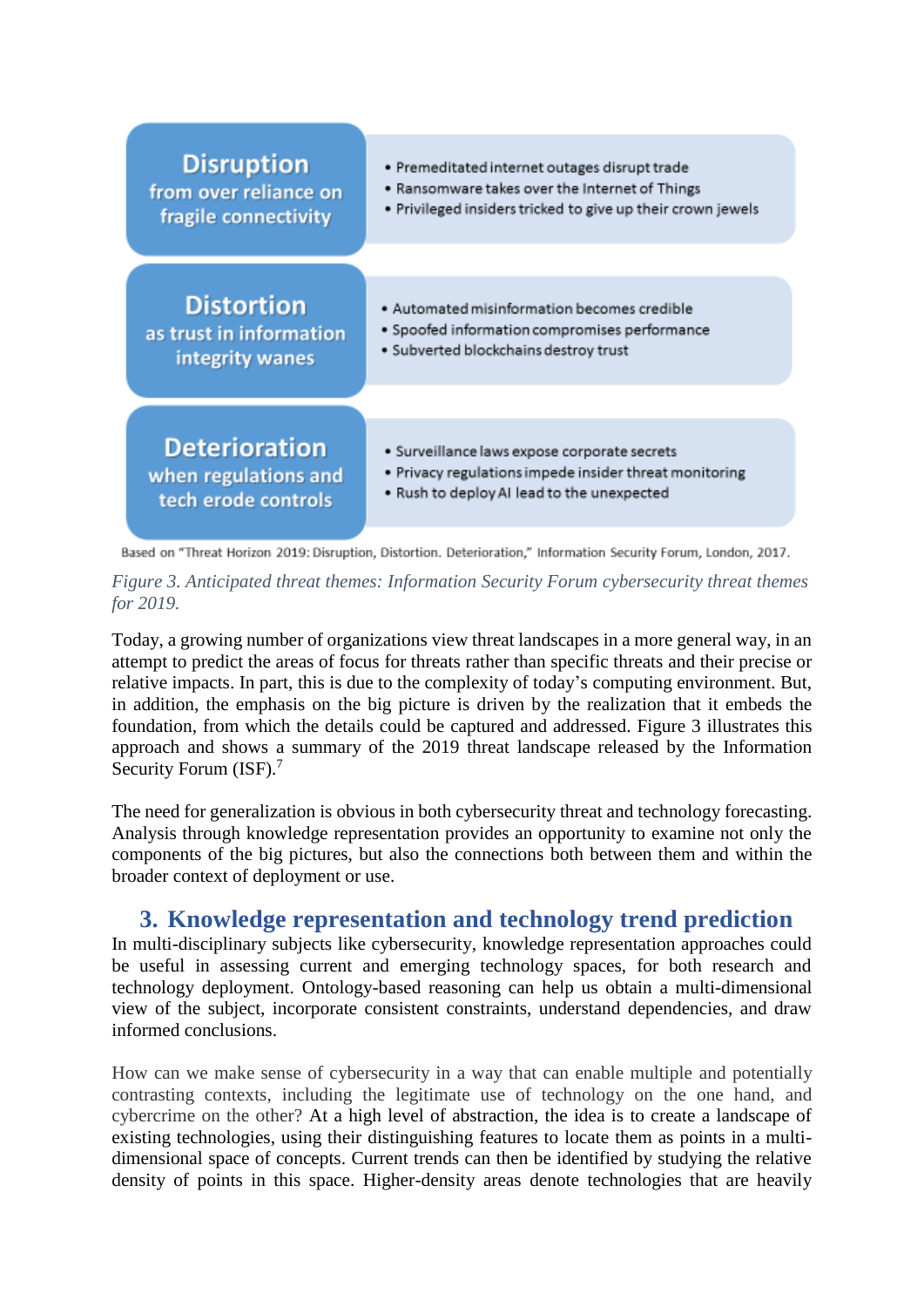| **Disruption** from over reliance on fragile connectivity | • Premeditated internet outages disrupt trade<br>• Ransomware takes over the Internet of Things<br>• Privileged insiders tricked to give up their crown jewels |
|---|---|
| **Distortion** as trust in information integrity wanes | • Automated misinformation becomes credible<br>• Spoofed information compromises performance<br>• Subverted blockchains destroy trust |
| **Deterioration** when regulations and tech erode controls | • Surveillance laws expose corporate secrets<br>• Privacy regulations impede insider threat monitoring<br>• Rush to deploy AI lead to the unexpected |

Based on "Threat Horizon 2019: Disruption, Distortion. Deterioration," Information Security Forum, London, 2017.

*Figure 3. Anticipated threat themes: Information Security Forum cybersecurity threat themes for 2019.*

Today, a growing number of organizations view threat landscapes in a more general way, in an attempt to predict the areas of focus for threats rather than specific threats and their precise or relative impacts. In part, this is due to the complexity of today's computing environment. But, in addition, the emphasis on the big picture is driven by the realization that it embeds the foundation, from which the details could be captured and addressed. Figure 3 illustrates this approach and shows a summary of the 2019 threat landscape released by the Information Security Forum (ISF).[7]

The need for generalization is obvious in both cybersecurity threat and technology forecasting. Analysis through knowledge representation provides an opportunity to examine not only the components of the big pictures, but also the connections both between them and within the broader context of deployment or use.

## 3. Knowledge representation and technology trend prediction

In multi-disciplinary subjects like cybersecurity, knowledge representation approaches could be useful in assessing current and emerging technology spaces, for both research and technology deployment. Ontology-based reasoning can help us obtain a multi-dimensional view of the subject, incorporate consistent constraints, understand dependencies, and draw informed conclusions.

How can we make sense of cybersecurity in a way that can enable multiple and potentially contrasting contexts, including the legitimate use of technology on the one hand, and cybercrime on the other? At a high level of abstraction, the idea is to create a landscape of existing technologies, using their distinguishing features to locate them as points in a multi-dimensional space of concepts. Current trends can then be identified by studying the relative density of points in this space. Higher-density areas denote technologies that are heavily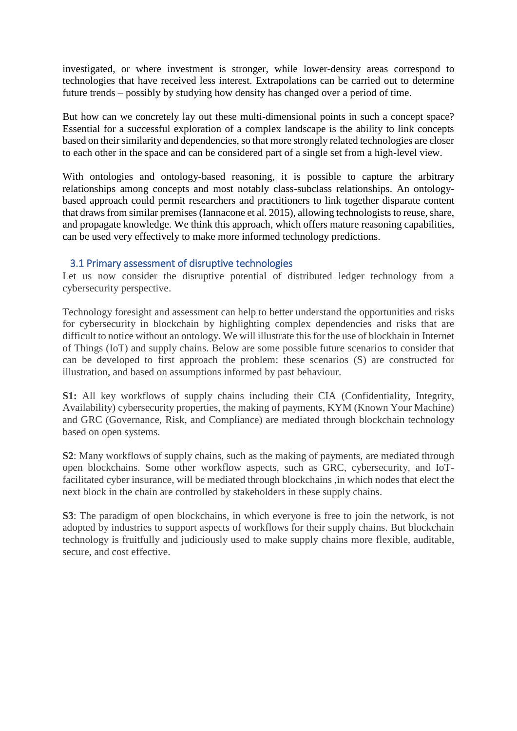investigated, or where investment is stronger, while lower-density areas correspond to technologies that have received less interest. Extrapolations can be carried out to determine future trends – possibly by studying how density has changed over a period of time.

But how can we concretely lay out these multi-dimensional points in such a concept space? Essential for a successful exploration of a complex landscape is the ability to link concepts based on their similarity and dependencies, so that more strongly related technologies are closer to each other in the space and can be considered part of a single set from a high-level view.

With ontologies and ontology-based reasoning, it is possible to capture the arbitrary relationships among concepts and most notably class-subclass relationships. An ontology-based approach could permit researchers and practitioners to link together disparate content that draws from similar premises (Iannacone et al. 2015), allowing technologists to reuse, share, and propagate knowledge. We think this approach, which offers mature reasoning capabilities, can be used very effectively to make more informed technology predictions.

### 3.1 Primary assessment of disruptive technologies

Let us now consider the disruptive potential of distributed ledger technology from a cybersecurity perspective.

Technology foresight and assessment can help to better understand the opportunities and risks for cybersecurity in blockchain by highlighting complex dependencies and risks that are difficult to notice without an ontology. We will illustrate this for the use of blockhain in Internet of Things (IoT) and supply chains. Below are some possible future scenarios to consider that can be developed to first approach the problem: these scenarios (S) are constructed for illustration, and based on assumptions informed by past behaviour.

**S1:** All key workflows of supply chains including their CIA (Confidentiality, Integrity, Availability) cybersecurity properties, the making of payments, KYM (Known Your Machine) and GRC (Governance, Risk, and Compliance) are mediated through blockchain technology based on open systems.

**S2**: Many workflows of supply chains, such as the making of payments, are mediated through open blockchains. Some other workflow aspects, such as GRC, cybersecurity, and IoT-facilitated cyber insurance, will be mediated through blockchains ,in which nodes that elect the next block in the chain are controlled by stakeholders in these supply chains.

**S3**: The paradigm of open blockchains, in which everyone is free to join the network, is not adopted by industries to support aspects of workflows for their supply chains. But blockchain technology is fruitfully and judiciously used to make supply chains more flexible, auditable, secure, and cost effective.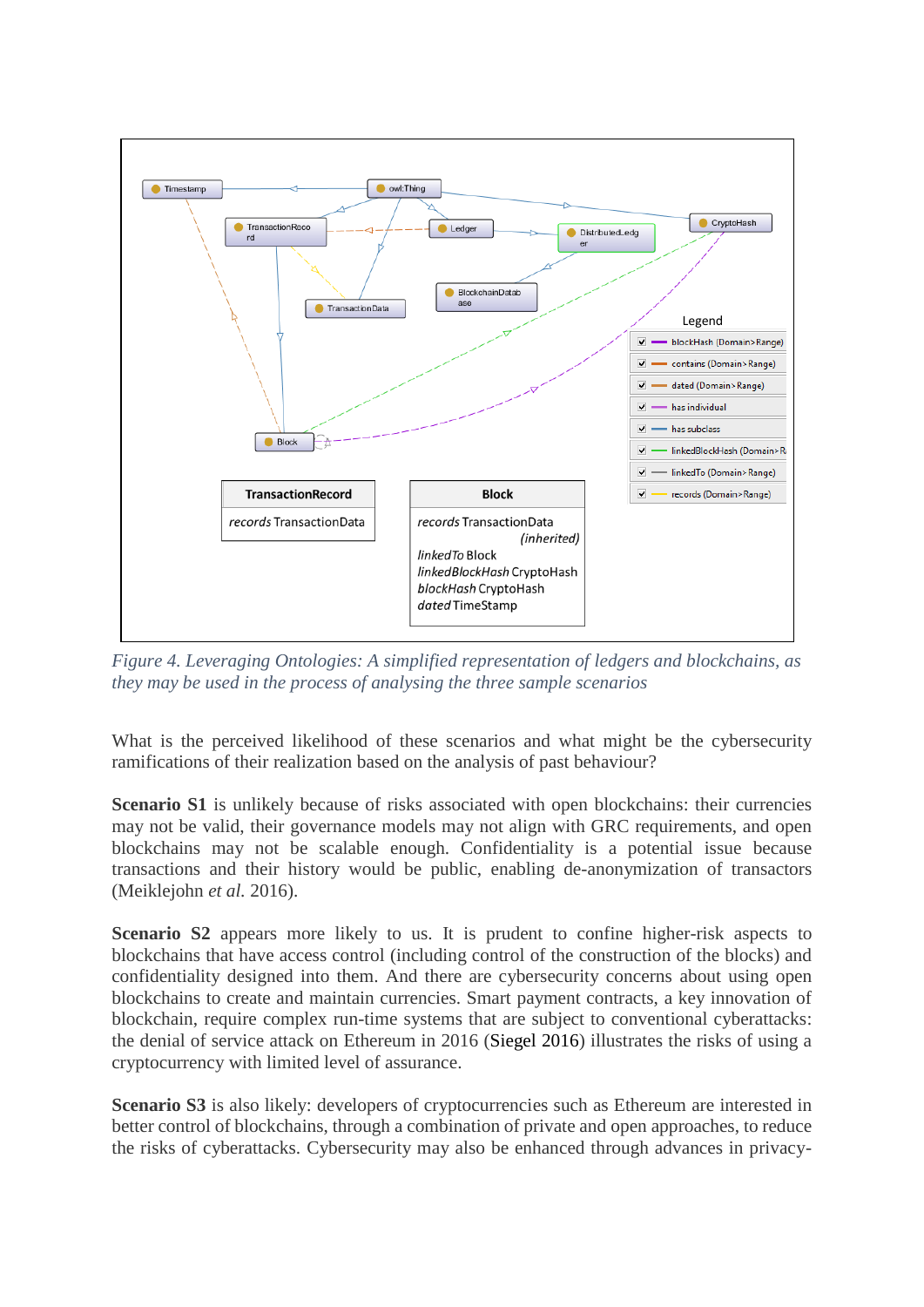Figure 4. Leveraging Ontologies: A simplified representation of ledgers and blockchains, as they may be used in the process of analysing the three sample scenarios

What is the perceived likelihood of these scenarios and what might be the cybersecurity ramifications of their realization based on the analysis of past behaviour?

**Scenario S1** is unlikely because of risks associated with open blockchains: their currencies may not be valid, their governance models may not align with GRC requirements, and open blockchains may not be scalable enough. Confidentiality is a potential issue because transactions and their history would be public, enabling de-anonymization of transactors (Meiklejohn *et al.* 2016).

**Scenario S2** appears more likely to us. It is prudent to confine higher-risk aspects to blockchains that have access control (including control of the construction of the blocks) and confidentiality designed into them. And there are cybersecurity concerns about using open blockchains to create and maintain currencies. Smart payment contracts, a key innovation of blockchain, require complex run-time systems that are subject to conventional cyberattacks: the denial of service attack on Ethereum in 2016 (Siegel 2016) illustrates the risks of using a cryptocurrency with limited level of assurance.

**Scenario S3** is also likely: developers of cryptocurrencies such as Ethereum are interested in better control of blockchains, through a combination of private and open approaches, to reduce the risks of cyberattacks. Cybersecurity may also be enhanced through advances in privacy-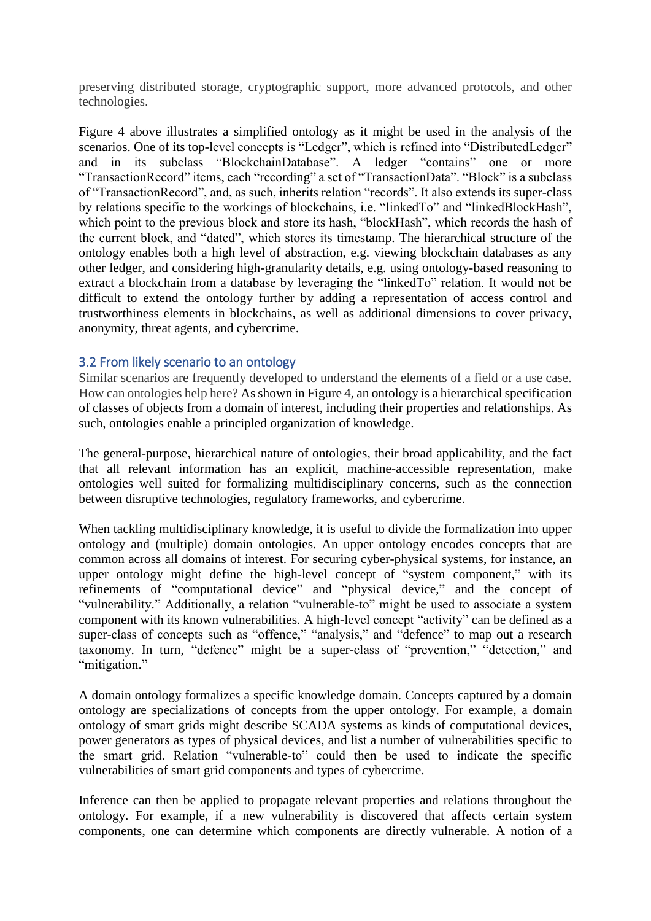preserving distributed storage, cryptographic support, more advanced protocols, and other technologies.

Figure 4 above illustrates a simplified ontology as it might be used in the analysis of the scenarios. One of its top-level concepts is "Ledger", which is refined into "DistributedLedger" and in its subclass "BlockchainDatabase". A ledger "contains" one or more "TransactionRecord" items, each "recording" a set of "TransactionData". "Block" is a subclass of "TransactionRecord", and, as such, inherits relation "records". It also extends its super-class by relations specific to the workings of blockchains, i.e. "linkedTo" and "linkedBlockHash", which point to the previous block and store its hash, "blockHash", which records the hash of the current block, and "dated", which stores its timestamp. The hierarchical structure of the ontology enables both a high level of abstraction, e.g. viewing blockchain databases as any other ledger, and considering high-granularity details, e.g. using ontology-based reasoning to extract a blockchain from a database by leveraging the "linkedTo" relation. It would not be difficult to extend the ontology further by adding a representation of access control and trustworthiness elements in blockchains, as well as additional dimensions to cover privacy, anonymity, threat agents, and cybercrime.

### 3.2 From likely scenario to an ontology

Similar scenarios are frequently developed to understand the elements of a field or a use case. How can ontologies help here? As shown in Figure 4, an ontology is a hierarchical specification of classes of objects from a domain of interest, including their properties and relationships. As such, ontologies enable a principled organization of knowledge.

The general-purpose, hierarchical nature of ontologies, their broad applicability, and the fact that all relevant information has an explicit, machine-accessible representation, make ontologies well suited for formalizing multidisciplinary concerns, such as the connection between disruptive technologies, regulatory frameworks, and cybercrime.

When tackling multidisciplinary knowledge, it is useful to divide the formalization into upper ontology and (multiple) domain ontologies. An upper ontology encodes concepts that are common across all domains of interest. For securing cyber-physical systems, for instance, an upper ontology might define the high-level concept of "system component," with its refinements of "computational device" and "physical device," and the concept of "vulnerability." Additionally, a relation "vulnerable-to" might be used to associate a system component with its known vulnerabilities. A high-level concept "activity" can be defined as a super-class of concepts such as "offence," "analysis," and "defence" to map out a research taxonomy. In turn, "defence" might be a super-class of "prevention," "detection," and "mitigation."

A domain ontology formalizes a specific knowledge domain. Concepts captured by a domain ontology are specializations of concepts from the upper ontology. For example, a domain ontology of smart grids might describe SCADA systems as kinds of computational devices, power generators as types of physical devices, and list a number of vulnerabilities specific to the smart grid. Relation "vulnerable-to" could then be used to indicate the specific vulnerabilities of smart grid components and types of cybercrime.

Inference can then be applied to propagate relevant properties and relations throughout the ontology. For example, if a new vulnerability is discovered that affects certain system components, one can determine which components are directly vulnerable. A notion of a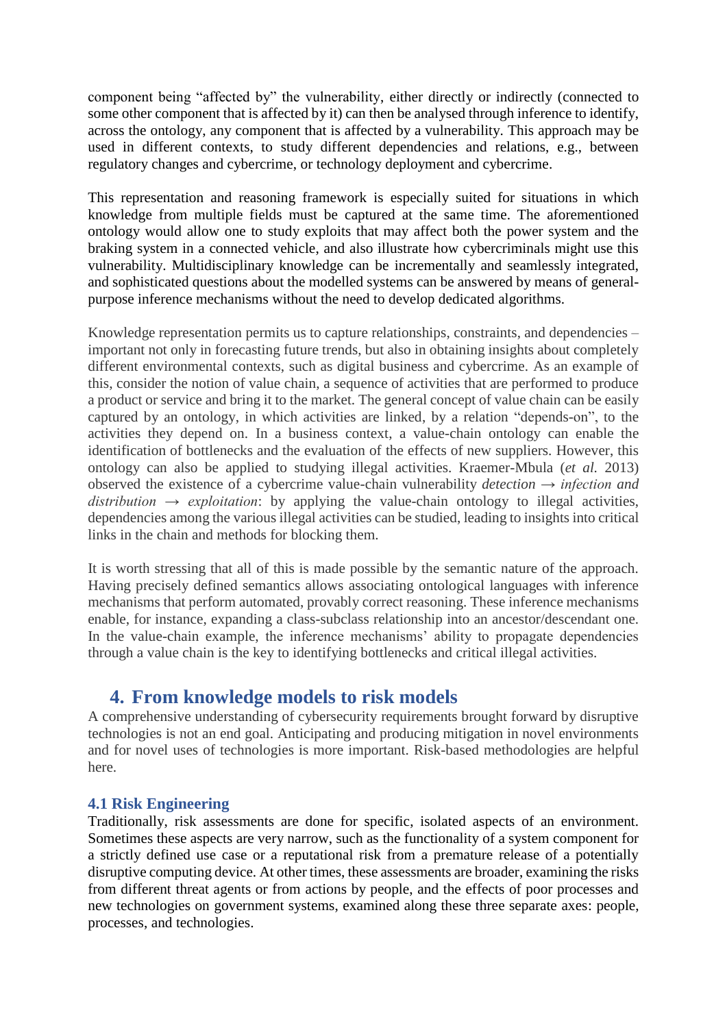component being "affected by" the vulnerability, either directly or indirectly (connected to some other component that is affected by it) can then be analysed through inference to identify, across the ontology, any component that is affected by a vulnerability. This approach may be used in different contexts, to study different dependencies and relations, e.g., between regulatory changes and cybercrime, or technology deployment and cybercrime.

This representation and reasoning framework is especially suited for situations in which knowledge from multiple fields must be captured at the same time. The aforementioned ontology would allow one to study exploits that may affect both the power system and the braking system in a connected vehicle, and also illustrate how cybercriminals might use this vulnerability. Multidisciplinary knowledge can be incrementally and seamlessly integrated, and sophisticated questions about the modelled systems can be answered by means of general-purpose inference mechanisms without the need to develop dedicated algorithms.

Knowledge representation permits us to capture relationships, constraints, and dependencies – important not only in forecasting future trends, but also in obtaining insights about completely different environmental contexts, such as digital business and cybercrime. As an example of this, consider the notion of value chain, a sequence of activities that are performed to produce a product or service and bring it to the market. The general concept of value chain can be easily captured by an ontology, in which activities are linked, by a relation "depends-on", to the activities they depend on. In a business context, a value-chain ontology can enable the identification of bottlenecks and the evaluation of the effects of new suppliers. However, this ontology can also be applied to studying illegal activities. Kraemer-Mbula (*et al.* 2013) observed the existence of a cybercrime value-chain vulnerability *detection → infection and distribution → exploitation*: by applying the value-chain ontology to illegal activities, dependencies among the various illegal activities can be studied, leading to insights into critical links in the chain and methods for blocking them.

It is worth stressing that all of this is made possible by the semantic nature of the approach. Having precisely defined semantics allows associating ontological languages with inference mechanisms that perform automated, provably correct reasoning. These inference mechanisms enable, for instance, expanding a class-subclass relationship into an ancestor/descendant one. In the value-chain example, the inference mechanisms' ability to propagate dependencies through a value chain is the key to identifying bottlenecks and critical illegal activities.

## 4. From knowledge models to risk models

A comprehensive understanding of cybersecurity requirements brought forward by disruptive technologies is not an end goal. Anticipating and producing mitigation in novel environments and for novel uses of technologies is more important. Risk-based methodologies are helpful here.

### 4.1 Risk Engineering

Traditionally, risk assessments are done for specific, isolated aspects of an environment. Sometimes these aspects are very narrow, such as the functionality of a system component for a strictly defined use case or a reputational risk from a premature release of a potentially disruptive computing device. At other times, these assessments are broader, examining the risks from different threat agents or from actions by people, and the effects of poor processes and new technologies on government systems, examined along these three separate axes: people, processes, and technologies.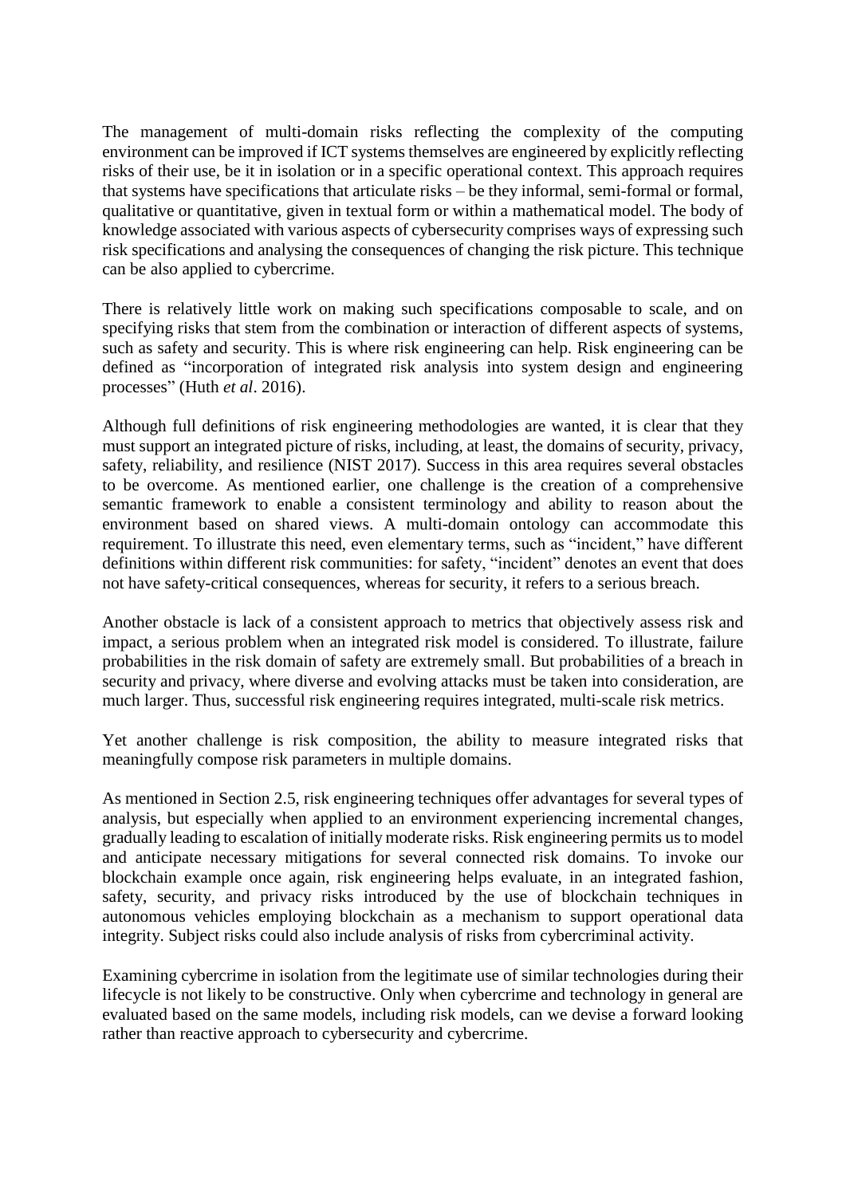The management of multi-domain risks reflecting the complexity of the computing environment can be improved if ICT systems themselves are engineered by explicitly reflecting risks of their use, be it in isolation or in a specific operational context. This approach requires that systems have specifications that articulate risks – be they informal, semi-formal or formal, qualitative or quantitative, given in textual form or within a mathematical model. The body of knowledge associated with various aspects of cybersecurity comprises ways of expressing such risk specifications and analysing the consequences of changing the risk picture. This technique can be also applied to cybercrime.

There is relatively little work on making such specifications composable to scale, and on specifying risks that stem from the combination or interaction of different aspects of systems, such as safety and security. This is where risk engineering can help. Risk engineering can be defined as "incorporation of integrated risk analysis into system design and engineering processes" (Huth *et al*. 2016).

Although full definitions of risk engineering methodologies are wanted, it is clear that they must support an integrated picture of risks, including, at least, the domains of security, privacy, safety, reliability, and resilience (NIST 2017). Success in this area requires several obstacles to be overcome. As mentioned earlier, one challenge is the creation of a comprehensive semantic framework to enable a consistent terminology and ability to reason about the environment based on shared views. A multi-domain ontology can accommodate this requirement. To illustrate this need, even elementary terms, such as "incident," have different definitions within different risk communities: for safety, "incident" denotes an event that does not have safety-critical consequences, whereas for security, it refers to a serious breach.

Another obstacle is lack of a consistent approach to metrics that objectively assess risk and impact, a serious problem when an integrated risk model is considered. To illustrate, failure probabilities in the risk domain of safety are extremely small. But probabilities of a breach in security and privacy, where diverse and evolving attacks must be taken into consideration, are much larger. Thus, successful risk engineering requires integrated, multi-scale risk metrics.

Yet another challenge is risk composition, the ability to measure integrated risks that meaningfully compose risk parameters in multiple domains.

As mentioned in Section 2.5, risk engineering techniques offer advantages for several types of analysis, but especially when applied to an environment experiencing incremental changes, gradually leading to escalation of initially moderate risks. Risk engineering permits us to model and anticipate necessary mitigations for several connected risk domains. To invoke our blockchain example once again, risk engineering helps evaluate, in an integrated fashion, safety, security, and privacy risks introduced by the use of blockchain techniques in autonomous vehicles employing blockchain as a mechanism to support operational data integrity. Subject risks could also include analysis of risks from cybercriminal activity.

Examining cybercrime in isolation from the legitimate use of similar technologies during their lifecycle is not likely to be constructive. Only when cybercrime and technology in general are evaluated based on the same models, including risk models, can we devise a forward looking rather than reactive approach to cybersecurity and cybercrime.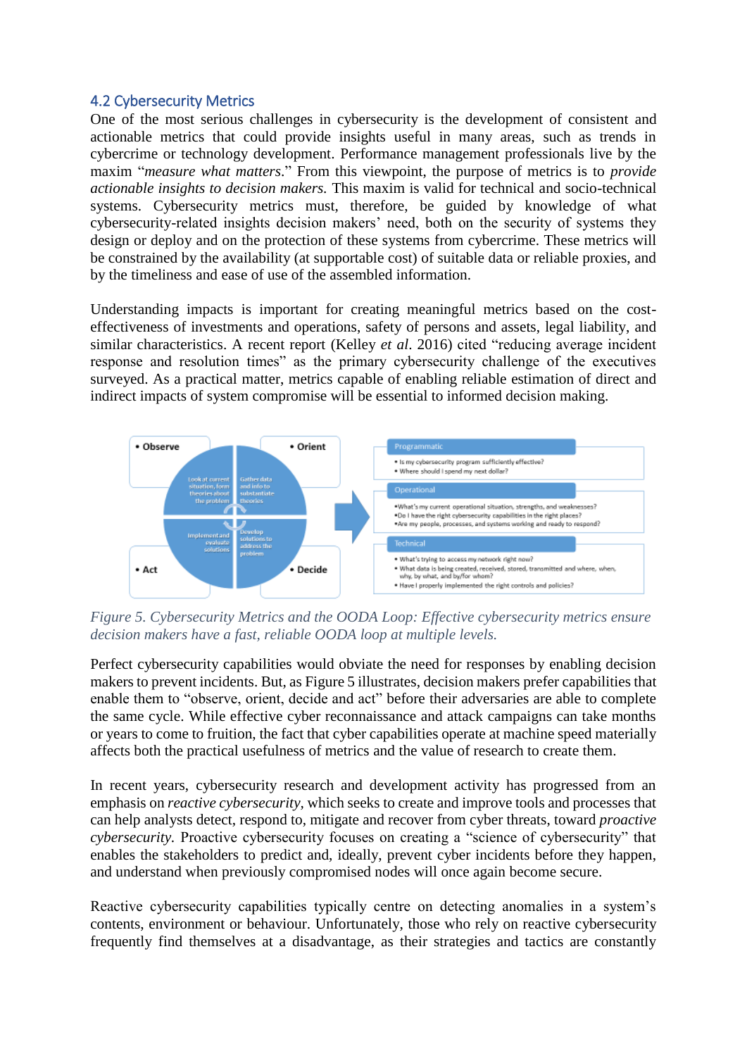### 4.2 Cybersecurity Metrics

One of the most serious challenges in cybersecurity is the development of consistent and actionable metrics that could provide insights useful in many areas, such as trends in cybercrime or technology development. Performance management professionals live by the maxim "*measure what matters*." From this viewpoint, the purpose of metrics is to *provide actionable insights to decision makers.* This maxim is valid for technical and socio-technical systems. Cybersecurity metrics must, therefore, be guided by knowledge of what cybersecurity-related insights decision makers' need, both on the security of systems they design or deploy and on the protection of these systems from cybercrime. These metrics will be constrained by the availability (at supportable cost) of suitable data or reliable proxies, and by the timeliness and ease of use of the assembled information.

Understanding impacts is important for creating meaningful metrics based on the cost-effectiveness of investments and operations, safety of persons and assets, legal liability, and similar characteristics. A recent report (Kelley *et al*. 2016) cited "reducing average incident response and resolution times" as the primary cybersecurity challenge of the executives surveyed. As a practical matter, metrics capable of enabling reliable estimation of direct and indirect impacts of system compromise will be essential to informed decision making.

*Figure 5. Cybersecurity Metrics and the OODA Loop: Effective cybersecurity metrics ensure decision makers have a fast, reliable OODA loop at multiple levels.*

Perfect cybersecurity capabilities would obviate the need for responses by enabling decision makers to prevent incidents. But, as Figure 5 illustrates, decision makers prefer capabilities that enable them to "observe, orient, decide and act" before their adversaries are able to complete the same cycle. While effective cyber reconnaissance and attack campaigns can take months or years to come to fruition, the fact that cyber capabilities operate at machine speed materially affects both the practical usefulness of metrics and the value of research to create them.

In recent years, cybersecurity research and development activity has progressed from an emphasis on *reactive cybersecurity*, which seeks to create and improve tools and processes that can help analysts detect, respond to, mitigate and recover from cyber threats, toward *proactive cybersecurity*. Proactive cybersecurity focuses on creating a "science of cybersecurity" that enables the stakeholders to predict and, ideally, prevent cyber incidents before they happen, and understand when previously compromised nodes will once again become secure.

Reactive cybersecurity capabilities typically centre on detecting anomalies in a system's contents, environment or behaviour. Unfortunately, those who rely on reactive cybersecurity frequently find themselves at a disadvantage, as their strategies and tactics are constantly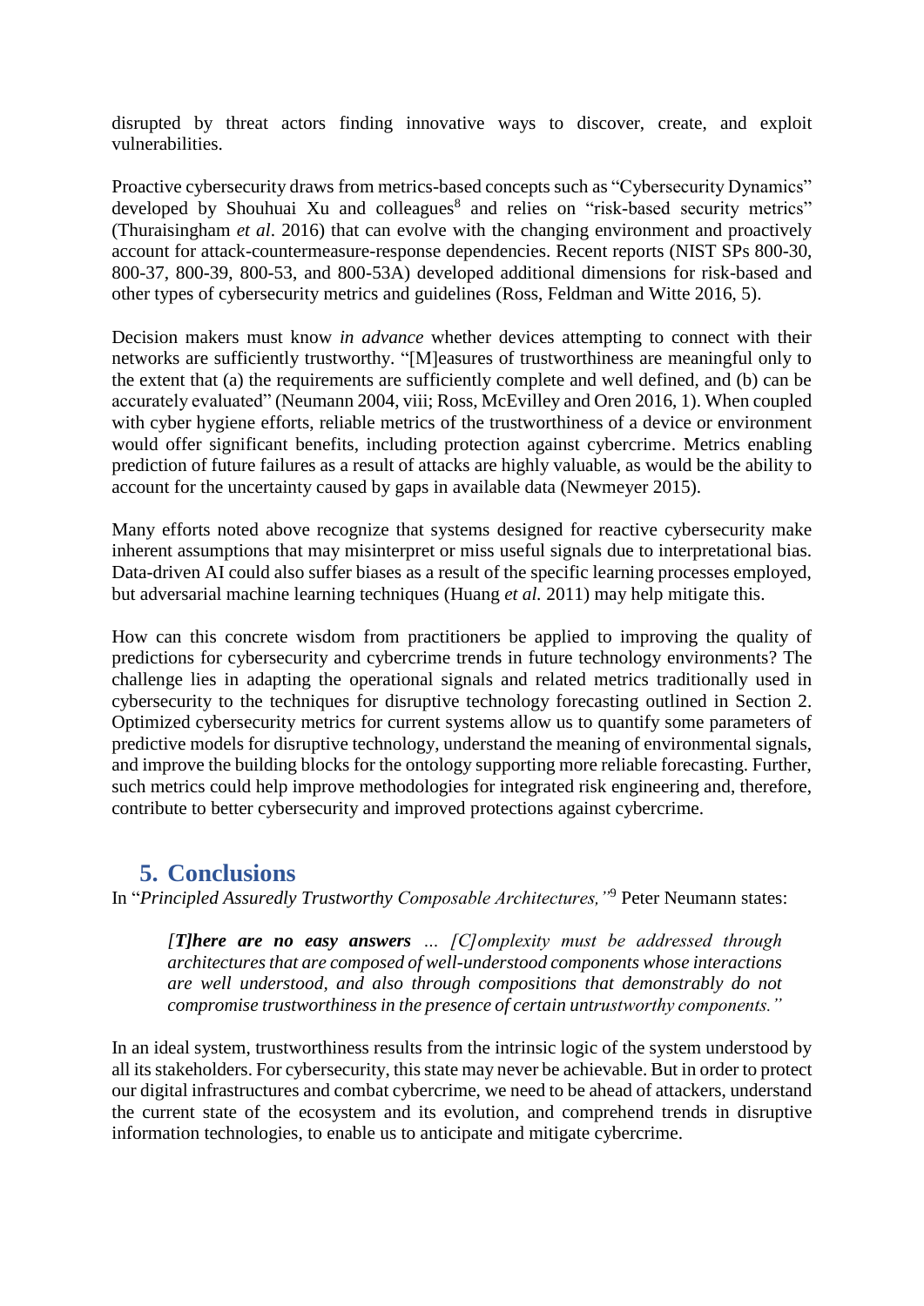disrupted by threat actors finding innovative ways to discover, create, and exploit vulnerabilities.

Proactive cybersecurity draws from metrics-based concepts such as "Cybersecurity Dynamics" developed by Shouhuai Xu and colleagues[8] and relies on "risk-based security metrics" (Thuraisingham *et al*. 2016) that can evolve with the changing environment and proactively account for attack-countermeasure-response dependencies. Recent reports (NIST SPs 800-30, 800-37, 800-39, 800-53, and 800-53A) developed additional dimensions for risk-based and other types of cybersecurity metrics and guidelines (Ross, Feldman and Witte 2016, 5).

Decision makers must know *in advance* whether devices attempting to connect with their networks are sufficiently trustworthy. "[M]easures of trustworthiness are meaningful only to the extent that (a) the requirements are sufficiently complete and well defined, and (b) can be accurately evaluated" (Neumann 2004, viii; Ross, McEvilley and Oren 2016, 1). When coupled with cyber hygiene efforts, reliable metrics of the trustworthiness of a device or environment would offer significant benefits, including protection against cybercrime. Metrics enabling prediction of future failures as a result of attacks are highly valuable, as would be the ability to account for the uncertainty caused by gaps in available data (Newmeyer 2015).

Many efforts noted above recognize that systems designed for reactive cybersecurity make inherent assumptions that may misinterpret or miss useful signals due to interpretational bias. Data-driven AI could also suffer biases as a result of the specific learning processes employed, but adversarial machine learning techniques (Huang *et al.* 2011) may help mitigate this.

How can this concrete wisdom from practitioners be applied to improving the quality of predictions for cybersecurity and cybercrime trends in future technology environments? The challenge lies in adapting the operational signals and related metrics traditionally used in cybersecurity to the techniques for disruptive technology forecasting outlined in Section 2. Optimized cybersecurity metrics for current systems allow us to quantify some parameters of predictive models for disruptive technology, understand the meaning of environmental signals, and improve the building blocks for the ontology supporting more reliable forecasting. Further, such metrics could help improve methodologies for integrated risk engineering and, therefore, contribute to better cybersecurity and improved protections against cybercrime.

## 5. Conclusions

In "*Principled Assuredly Trustworthy Composable Architectures,*"[9] Peter Neumann states:

> ***[T]here are no easy answers*** *… [C]omplexity must be addressed through architectures that are composed of well-understood components whose interactions are well understood, and also through compositions that demonstrably do not compromise trustworthiness in the presence of certain untrustworthy components."*

In an ideal system, trustworthiness results from the intrinsic logic of the system understood by all its stakeholders. For cybersecurity, this state may never be achievable. But in order to protect our digital infrastructures and combat cybercrime, we need to be ahead of attackers, understand the current state of the ecosystem and its evolution, and comprehend trends in disruptive information technologies, to enable us to anticipate and mitigate cybercrime.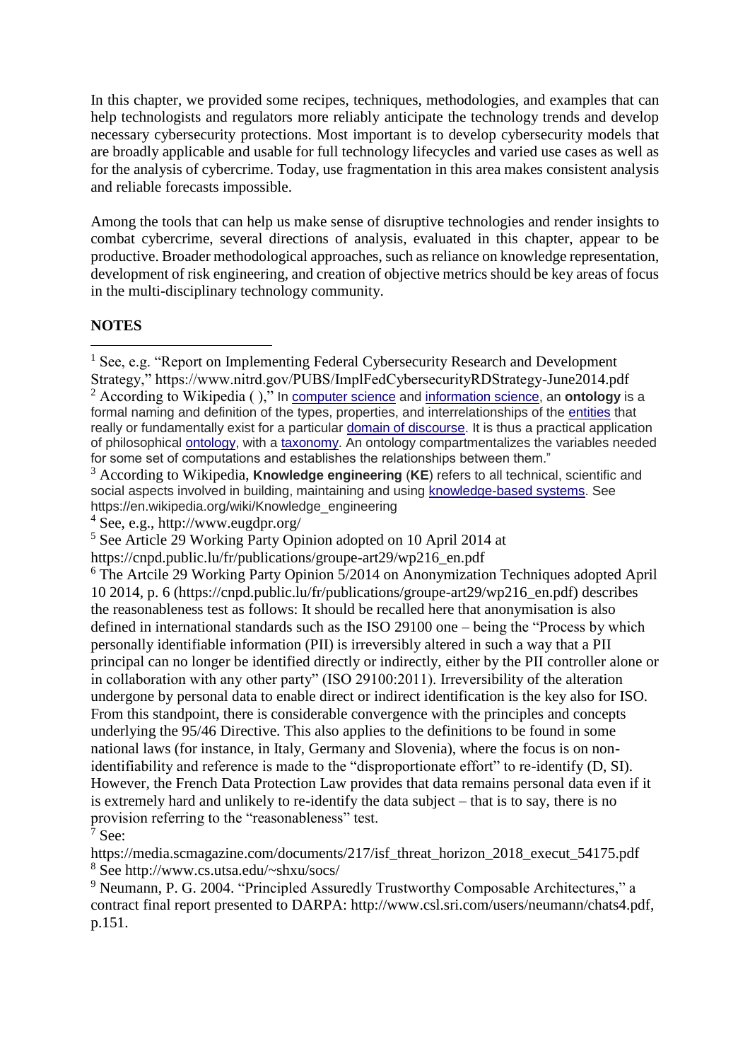In this chapter, we provided some recipes, techniques, methodologies, and examples that can help technologists and regulators more reliably anticipate the technology trends and develop necessary cybersecurity protections. Most important is to develop cybersecurity models that are broadly applicable and usable for full technology lifecycles and varied use cases as well as for the analysis of cybercrime. Today, use fragmentation in this area makes consistent analysis and reliable forecasts impossible.

Among the tools that can help us make sense of disruptive technologies and render insights to combat cybercrime, several directions of analysis, evaluated in this chapter, appear to be productive. Broader methodological approaches, such as reliance on knowledge representation, development of risk engineering, and creation of objective metrics should be key areas of focus in the multi-disciplinary technology community.

**NOTES**

[1] See, e.g. "Report on Implementing Federal Cybersecurity Research and Development Strategy," https://www.nitrd.gov/PUBS/ImplFedCybersecurityRDStrategy-June2014.pdf

[2] According to Wikipedia ( )," In computer science and information science, an **ontology** is a formal naming and definition of the types, properties, and interrelationships of the entities that really or fundamentally exist for a particular domain of discourse. It is thus a practical application of philosophical ontology, with a taxonomy. An ontology compartmentalizes the variables needed for some set of computations and establishes the relationships between them."

[3] According to Wikipedia, **Knowledge engineering** (**KE**) refers to all technical, scientific and social aspects involved in building, maintaining and using knowledge-based systems. See https://en.wikipedia.org/wiki/Knowledge_engineering

[4] See, e.g., http://www.eugdpr.org/

[5] See Article 29 Working Party Opinion adopted on 10 April 2014 at https://cnpd.public.lu/fr/publications/groupe-art29/wp216_en.pdf

[6] The Artcile 29 Working Party Opinion 5/2014 on Anonymization Techniques adopted April 10 2014, p. 6 (https://cnpd.public.lu/fr/publications/groupe-art29/wp216_en.pdf) describes the reasonableness test as follows: It should be recalled here that anonymisation is also defined in international standards such as the ISO 29100 one – being the "Process by which personally identifiable information (PII) is irreversibly altered in such a way that a PII principal can no longer be identified directly or indirectly, either by the PII controller alone or in collaboration with any other party" (ISO 29100:2011). Irreversibility of the alteration undergone by personal data to enable direct or indirect identification is the key also for ISO. From this standpoint, there is considerable convergence with the principles and concepts underlying the 95/46 Directive. This also applies to the definitions to be found in some national laws (for instance, in Italy, Germany and Slovenia), where the focus is on non-identifiability and reference is made to the "disproportionate effort" to re-identify (D, SI). However, the French Data Protection Law provides that data remains personal data even if it is extremely hard and unlikely to re-identify the data subject – that is to say, there is no provision referring to the "reasonableness" test.

[7] See: https://media.scmagazine.com/documents/217/isf_threat_horizon_2018_execut_54175.pdf

[8] See http://www.cs.utsa.edu/~shxu/socs/

[9] Neumann, P. G. 2004. "Principled Assuredly Trustworthy Composable Architectures," a contract final report presented to DARPA: http://www.csl.sri.com/users/neumann/chats4.pdf, p.151.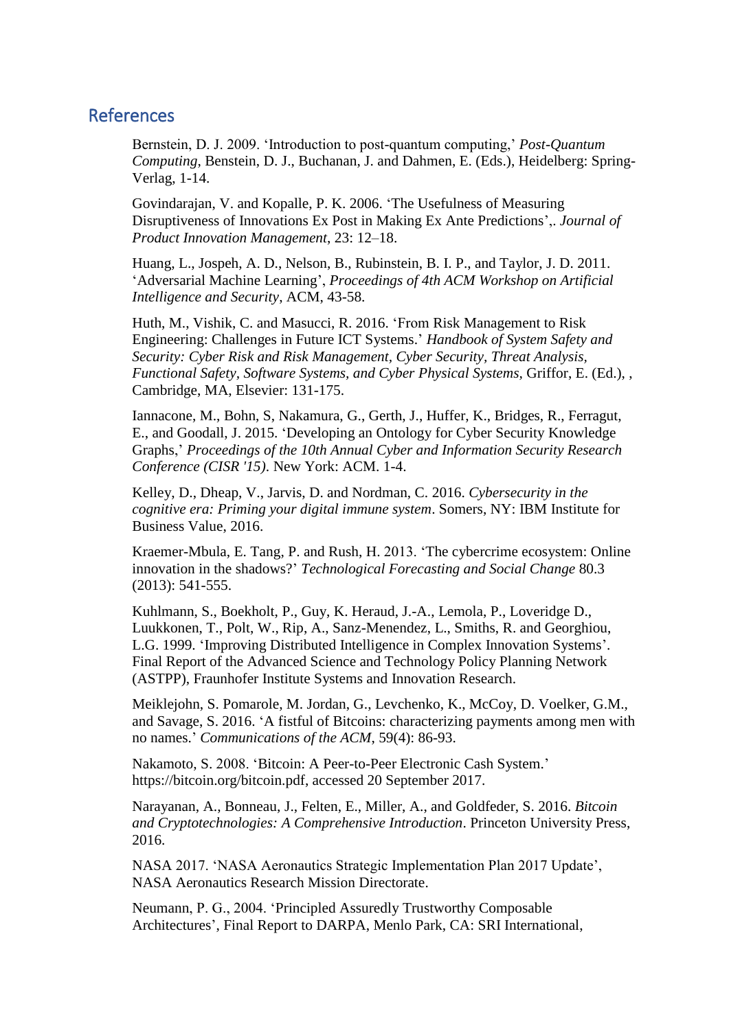## References

Bernstein, D. J. 2009. 'Introduction to post-quantum computing,' *Post-Quantum Computing*, Benstein, D. J., Buchanan, J. and Dahmen, E. (Eds.), Heidelberg: Spring-Verlag, 1-14.

Govindarajan, V. and Kopalle, P. K. 2006. 'The Usefulness of Measuring Disruptiveness of Innovations Ex Post in Making Ex Ante Predictions',. *Journal of Product Innovation Management*, 23: 12–18.

Huang, L., Jospeh, A. D., Nelson, B., Rubinstein, B. I. P., and Taylor, J. D. 2011. 'Adversarial Machine Learning', *Proceedings of 4th ACM Workshop on Artificial Intelligence and Security*, ACM, 43-58.

Huth, M., Vishik, C. and Masucci, R. 2016. 'From Risk Management to Risk Engineering: Challenges in Future ICT Systems.' *Handbook of System Safety and Security: Cyber Risk and Risk Management, Cyber Security, Threat Analysis, Functional Safety, Software Systems, and Cyber Physical Systems,* Griffor, E. (Ed.), , Cambridge, MA, Elsevier: 131-175.

Iannacone, M., Bohn, S, Nakamura, G., Gerth, J., Huffer, K., Bridges, R., Ferragut, E., and Goodall, J. 2015. 'Developing an Ontology for Cyber Security Knowledge Graphs,' *Proceedings of the 10th Annual Cyber and Information Security Research Conference (CISR '15)*. New York: ACM. 1-4.

Kelley, D., Dheap, V., Jarvis, D. and Nordman, C. 2016. *Cybersecurity in the cognitive era: Priming your digital immune system*. Somers, NY: IBM Institute for Business Value, 2016.

Kraemer-Mbula, E. Tang, P. and Rush, H. 2013. 'The cybercrime ecosystem: Online innovation in the shadows?' *Technological Forecasting and Social Change* 80.3 (2013): 541-555.

Kuhlmann, S., Boekholt, P., Guy, K. Heraud, J.-A., Lemola, P., Loveridge D., Luukkonen, T., Polt, W., Rip, A., Sanz-Menendez, L., Smiths, R. and Georghiou, L.G. 1999. 'Improving Distributed Intelligence in Complex Innovation Systems'. Final Report of the Advanced Science and Technology Policy Planning Network (ASTPP), Fraunhofer Institute Systems and Innovation Research.

Meiklejohn, S. Pomarole, M. Jordan, G., Levchenko, K., McCoy, D. Voelker, G.M., and Savage, S. 2016. 'A fistful of Bitcoins: characterizing payments among men with no names.' *Communications of the ACM*, 59(4): 86-93.

Nakamoto, S. 2008. 'Bitcoin: A Peer-to-Peer Electronic Cash System.' https://bitcoin.org/bitcoin.pdf, accessed 20 September 2017.

Narayanan, A., Bonneau, J., Felten, E., Miller, A., and Goldfeder, S. 2016. *Bitcoin and Cryptotechnologies: A Comprehensive Introduction*. Princeton University Press, 2016.

NASA 2017. 'NASA Aeronautics Strategic Implementation Plan 2017 Update', NASA Aeronautics Research Mission Directorate.

Neumann, P. G., 2004. 'Principled Assuredly Trustworthy Composable Architectures', Final Report to DARPA, Menlo Park, CA: SRI International,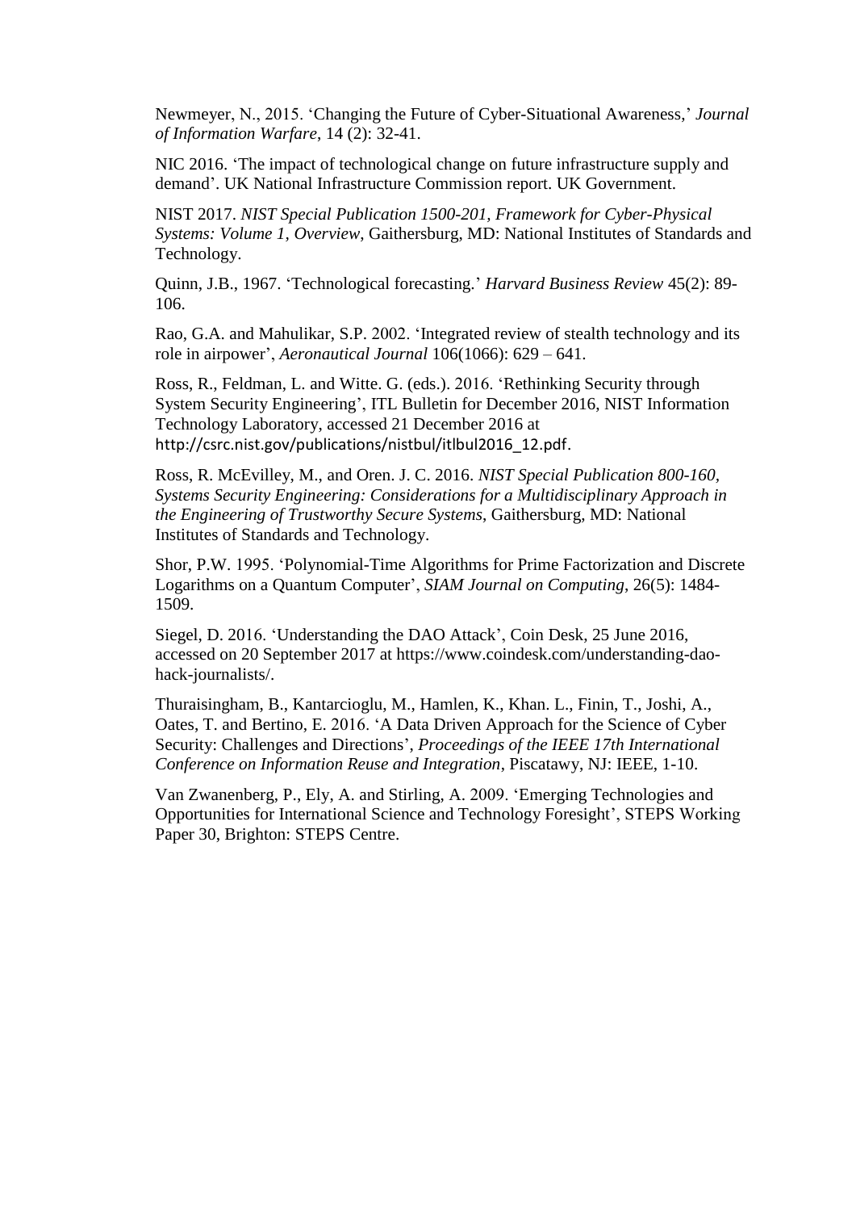Newmeyer, N., 2015. 'Changing the Future of Cyber-Situational Awareness,' *Journal of Information Warfare*, 14 (2): 32-41.

NIC 2016. 'The impact of technological change on future infrastructure supply and demand'. UK National Infrastructure Commission report. UK Government.

NIST 2017. *NIST Special Publication 1500-201, Framework for Cyber-Physical Systems: Volume 1, Overview,* Gaithersburg, MD: National Institutes of Standards and Technology.

Quinn, J.B., 1967. 'Technological forecasting.' *Harvard Business Review* 45(2): 89-106.

Rao, G.A. and Mahulikar, S.P. 2002. 'Integrated review of stealth technology and its role in airpower', *Aeronautical Journal* 106(1066): 629 – 641.

Ross, R., Feldman, L. and Witte. G. (eds.). 2016. 'Rethinking Security through System Security Engineering', ITL Bulletin for December 2016, NIST Information Technology Laboratory, accessed 21 December 2016 at http://csrc.nist.gov/publications/nistbul/itlbul2016_12.pdf.

Ross, R. McEvilley, M., and Oren. J. C. 2016. *NIST Special Publication 800-160, Systems Security Engineering: Considerations for a Multidisciplinary Approach in the Engineering of Trustworthy Secure Systems*, Gaithersburg, MD: National Institutes of Standards and Technology.

Shor, P.W. 1995. 'Polynomial-Time Algorithms for Prime Factorization and Discrete Logarithms on a Quantum Computer', *SIAM Journal on Computing*, 26(5): 1484-1509.

Siegel, D. 2016. 'Understanding the DAO Attack', Coin Desk, 25 June 2016, accessed on 20 September 2017 at https://www.coindesk.com/understanding-dao-hack-journalists/.

Thuraisingham, B., Kantarcioglu, M., Hamlen, K., Khan. L., Finin, T., Joshi, A., Oates, T. and Bertino, E. 2016. 'A Data Driven Approach for the Science of Cyber Security: Challenges and Directions', *Proceedings of the IEEE 17th International Conference on Information Reuse and Integration*, Piscataway, NJ: IEEE, 1-10.

Van Zwanenberg, P., Ely, A. and Stirling, A. 2009. 'Emerging Technologies and Opportunities for International Science and Technology Foresight', STEPS Working Paper 30, Brighton: STEPS Centre.